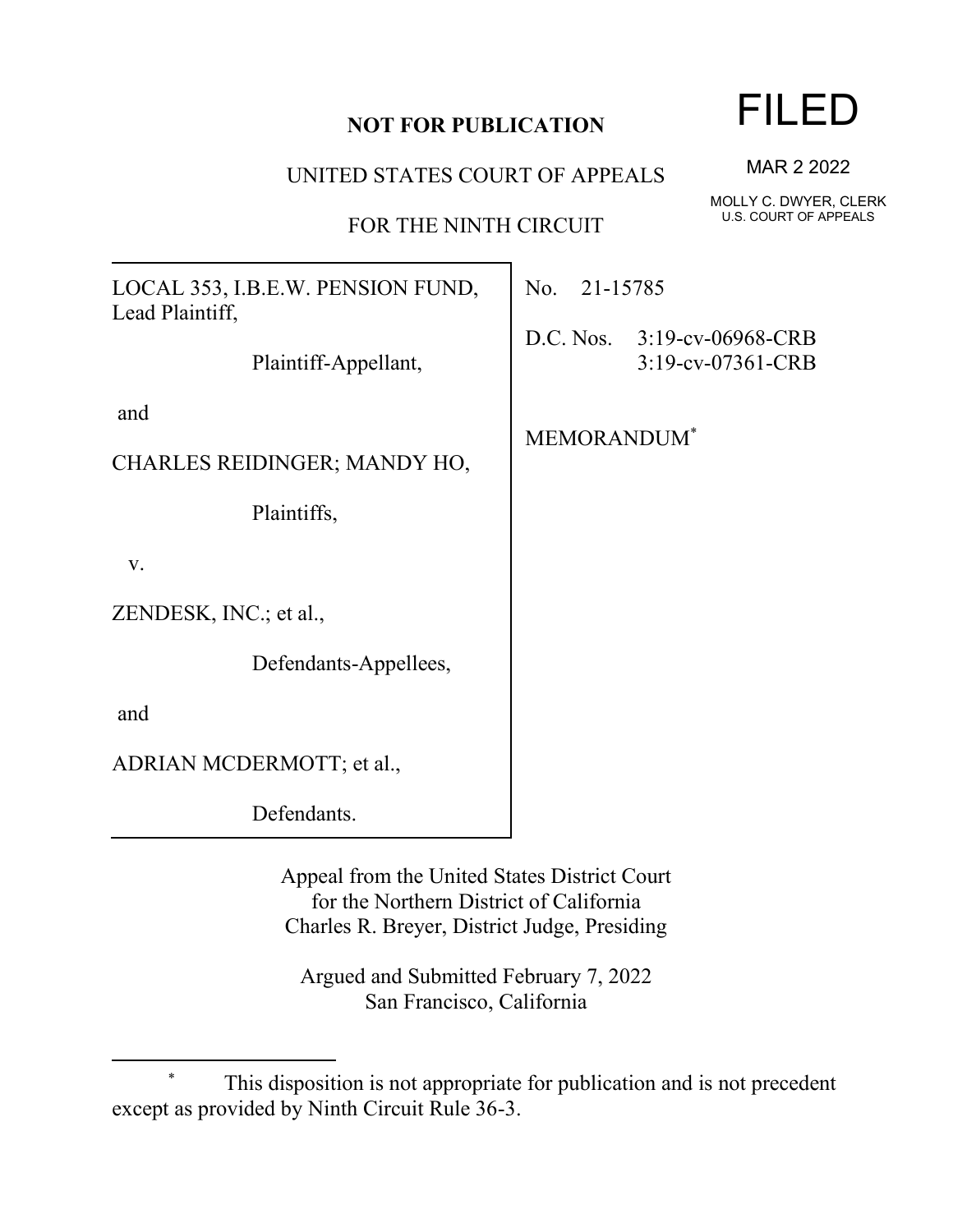**NOT FOR PUBLICATION**

UNITED STATES COURT OF APPEALS

FOR THE NINTH CIRCUIT

FILED

MAR 2 2022

MOLLY C. DWYER, CLERK
U.S. COURT OF APPEALS

LOCAL 353, I.B.E.W. PENSION FUND, Lead Plaintiff,

Plaintiff-Appellant,

and

CHARLES REIDINGER; MANDY HO,

Plaintiffs,

v.

ZENDESK, INC.; et al.,

Defendants-Appellees,

and

ADRIAN MCDERMOTT; et al.,

Defendants.

No. 21-15785

D.C. Nos. 3:19-cv-06968-CRB
3:19-cv-07361-CRB

MEMORANDUM[*]

Appeal from the United States District Court
for the Northern District of California
Charles R. Breyer, District Judge, Presiding

Argued and Submitted February 7, 2022
San Francisco, California

[*] This disposition is not appropriate for publication and is not precedent except as provided by Ninth Circuit Rule 36-3.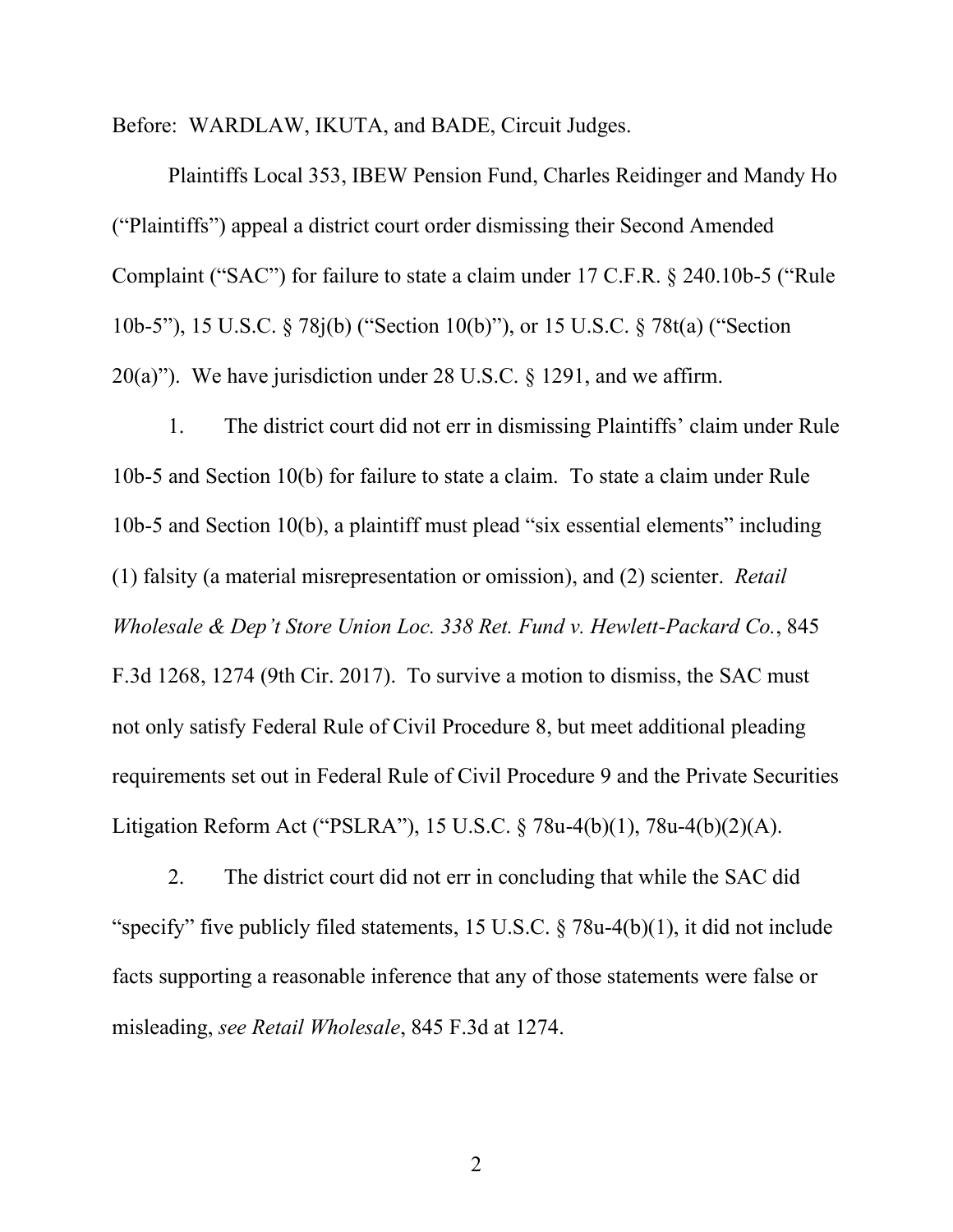Before: WARDLAW, IKUTA, and BADE, Circuit Judges.

Plaintiffs Local 353, IBEW Pension Fund, Charles Reidinger and Mandy Ho ("Plaintiffs") appeal a district court order dismissing their Second Amended Complaint ("SAC") for failure to state a claim under 17 C.F.R. § 240.10b-5 ("Rule 10b-5"), 15 U.S.C. § 78j(b) ("Section 10(b)"), or 15 U.S.C. § 78t(a) ("Section 20(a)"). We have jurisdiction under 28 U.S.C. § 1291, and we affirm.

1. The district court did not err in dismissing Plaintiffs' claim under Rule 10b-5 and Section 10(b) for failure to state a claim. To state a claim under Rule 10b-5 and Section 10(b), a plaintiff must plead "six essential elements" including (1) falsity (a material misrepresentation or omission), and (2) scienter. *Retail Wholesale & Dep't Store Union Loc. 338 Ret. Fund v. Hewlett-Packard Co.*, 845 F.3d 1268, 1274 (9th Cir. 2017). To survive a motion to dismiss, the SAC must not only satisfy Federal Rule of Civil Procedure 8, but meet additional pleading requirements set out in Federal Rule of Civil Procedure 9 and the Private Securities Litigation Reform Act ("PSLRA"), 15 U.S.C. § 78u-4(b)(1), 78u-4(b)(2)(A).

2. The district court did not err in concluding that while the SAC did "specify" five publicly filed statements, 15 U.S.C. § 78u-4(b)(1), it did not include facts supporting a reasonable inference that any of those statements were false or misleading, *see Retail Wholesale*, 845 F.3d at 1274.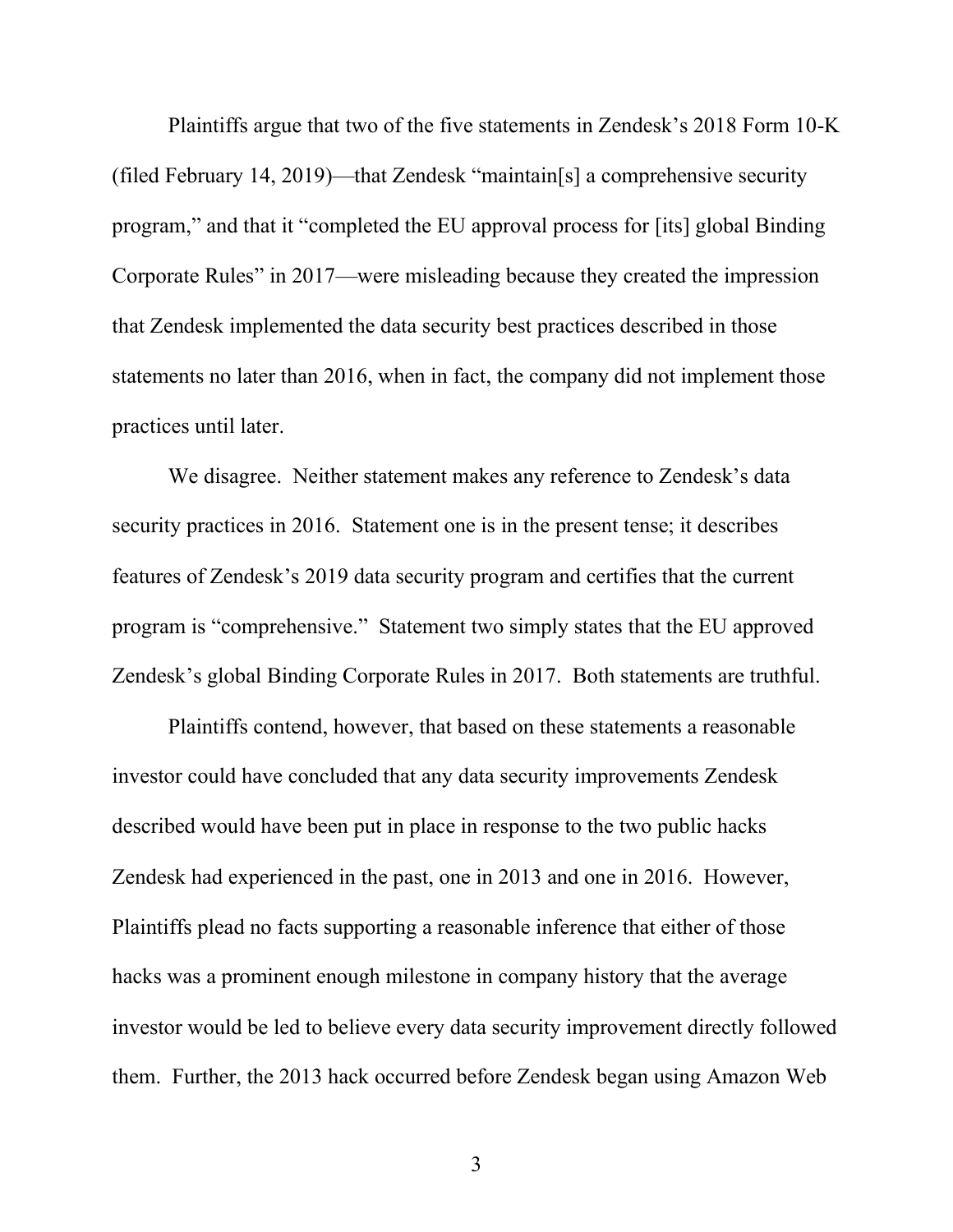Plaintiffs argue that two of the five statements in Zendesk's 2018 Form 10-K (filed February 14, 2019)—that Zendesk "maintain[s] a comprehensive security program," and that it "completed the EU approval process for [its] global Binding Corporate Rules" in 2017—were misleading because they created the impression that Zendesk implemented the data security best practices described in those statements no later than 2016, when in fact, the company did not implement those practices until later.

We disagree. Neither statement makes any reference to Zendesk's data security practices in 2016. Statement one is in the present tense; it describes features of Zendesk's 2019 data security program and certifies that the current program is "comprehensive." Statement two simply states that the EU approved Zendesk's global Binding Corporate Rules in 2017. Both statements are truthful.

Plaintiffs contend, however, that based on these statements a reasonable investor could have concluded that any data security improvements Zendesk described would have been put in place in response to the two public hacks Zendesk had experienced in the past, one in 2013 and one in 2016. However, Plaintiffs plead no facts supporting a reasonable inference that either of those hacks was a prominent enough milestone in company history that the average investor would be led to believe every data security improvement directly followed them. Further, the 2013 hack occurred before Zendesk began using Amazon Web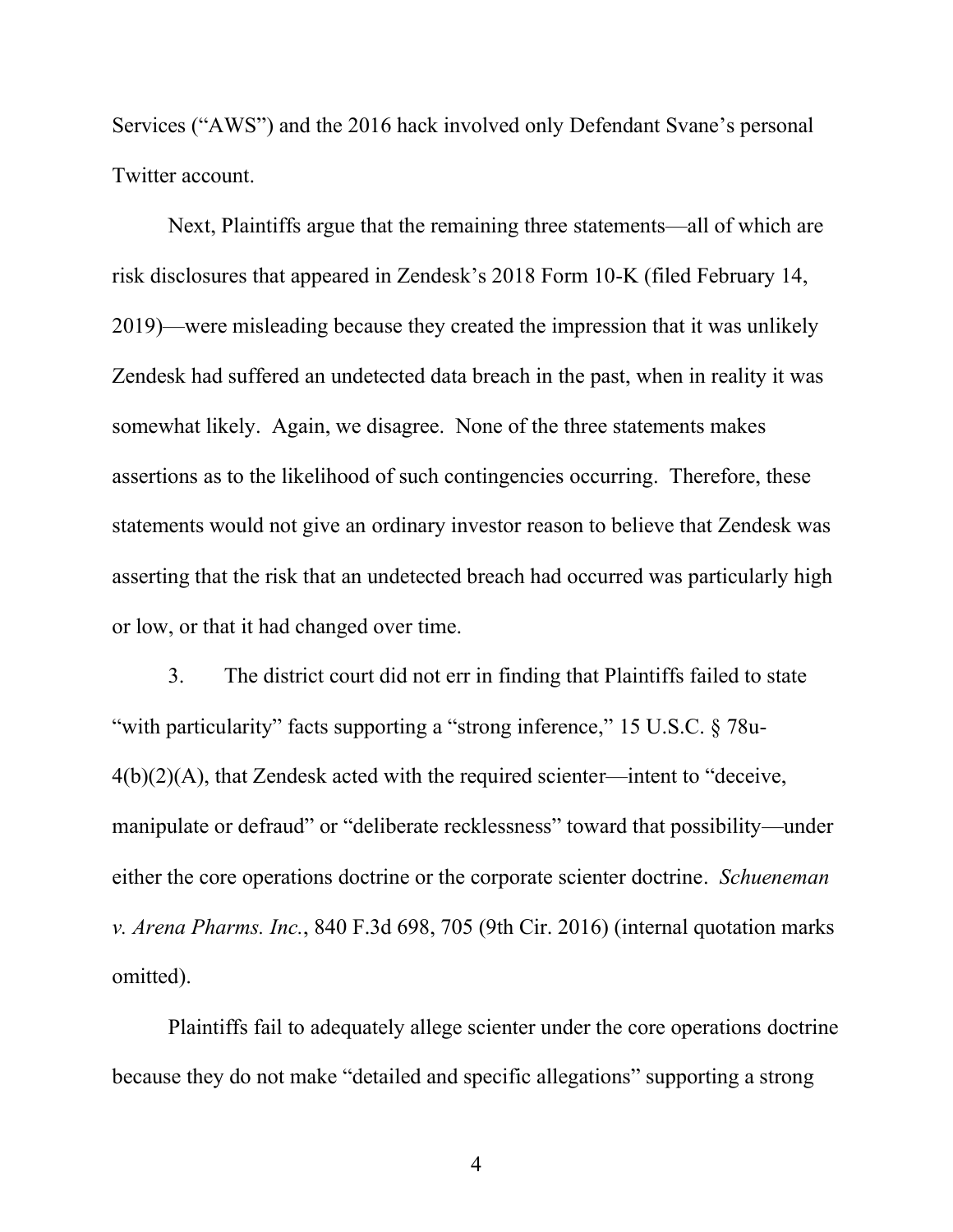Services ("AWS") and the 2016 hack involved only Defendant Svane's personal Twitter account.

Next, Plaintiffs argue that the remaining three statements—all of which are risk disclosures that appeared in Zendesk's 2018 Form 10-K (filed February 14, 2019)—were misleading because they created the impression that it was unlikely Zendesk had suffered an undetected data breach in the past, when in reality it was somewhat likely. Again, we disagree. None of the three statements makes assertions as to the likelihood of such contingencies occurring. Therefore, these statements would not give an ordinary investor reason to believe that Zendesk was asserting that the risk that an undetected breach had occurred was particularly high or low, or that it had changed over time.

3. The district court did not err in finding that Plaintiffs failed to state "with particularity" facts supporting a "strong inference," 15 U.S.C. § 78u-4(b)(2)(A), that Zendesk acted with the required scienter—intent to "deceive, manipulate or defraud" or "deliberate recklessness" toward that possibility—under either the core operations doctrine or the corporate scienter doctrine. *Schueneman v. Arena Pharms. Inc.*, 840 F.3d 698, 705 (9th Cir. 2016) (internal quotation marks omitted).

Plaintiffs fail to adequately allege scienter under the core operations doctrine because they do not make "detailed and specific allegations" supporting a strong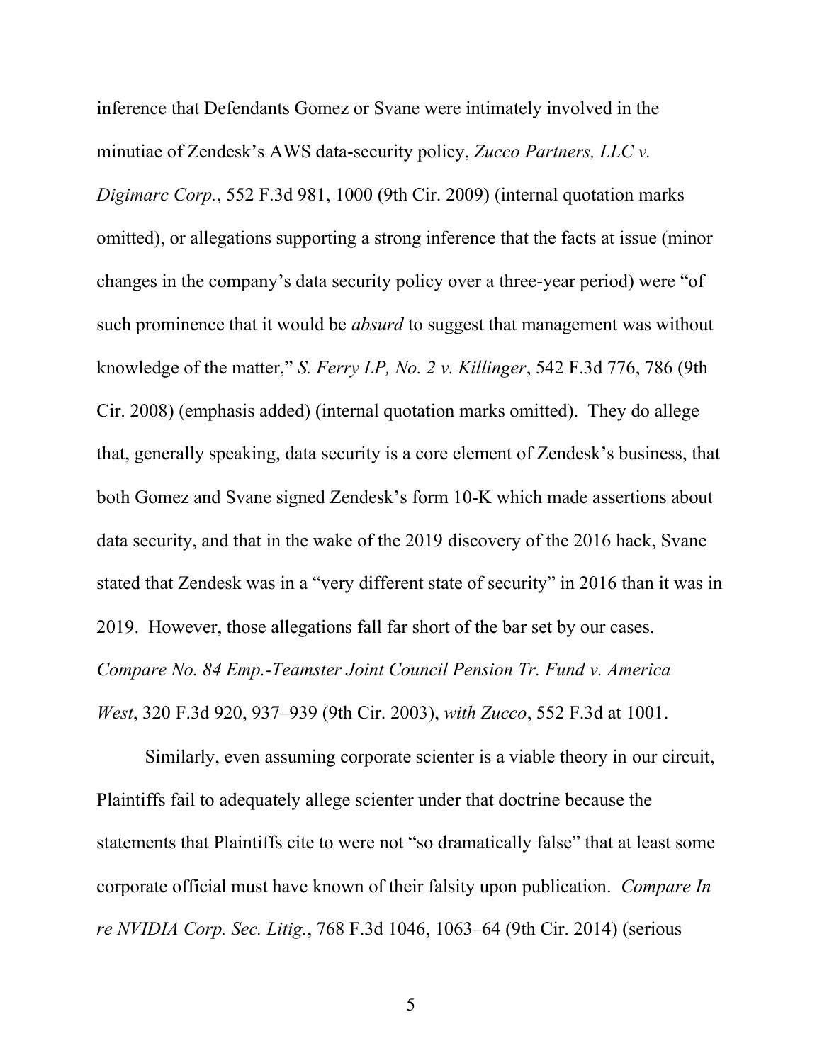inference that Defendants Gomez or Svane were intimately involved in the minutiae of Zendesk's AWS data-security policy, *Zucco Partners, LLC v. Digimarc Corp.*, 552 F.3d 981, 1000 (9th Cir. 2009) (internal quotation marks omitted), or allegations supporting a strong inference that the facts at issue (minor changes in the company's data security policy over a three-year period) were "of such prominence that it would be *absurd* to suggest that management was without knowledge of the matter," *S. Ferry LP, No. 2 v. Killinger*, 542 F.3d 776, 786 (9th Cir. 2008) (emphasis added) (internal quotation marks omitted). They do allege that, generally speaking, data security is a core element of Zendesk's business, that both Gomez and Svane signed Zendesk's form 10-K which made assertions about data security, and that in the wake of the 2019 discovery of the 2016 hack, Svane stated that Zendesk was in a "very different state of security" in 2016 than it was in 2019. However, those allegations fall far short of the bar set by our cases. *Compare No. 84 Emp.-Teamster Joint Council Pension Tr. Fund v. America West*, 320 F.3d 920, 937–939 (9th Cir. 2003), *with Zucco*, 552 F.3d at 1001.

Similarly, even assuming corporate scienter is a viable theory in our circuit, Plaintiffs fail to adequately allege scienter under that doctrine because the statements that Plaintiffs cite to were not "so dramatically false" that at least some corporate official must have known of their falsity upon publication. *Compare In re NVIDIA Corp. Sec. Litig.*, 768 F.3d 1046, 1063–64 (9th Cir. 2014) (serious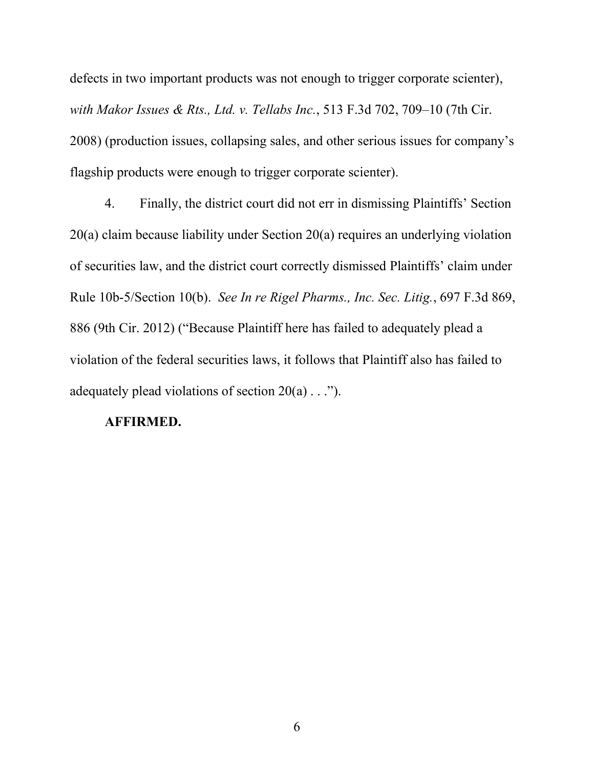defects in two important products was not enough to trigger corporate scienter), *with Makor Issues & Rts., Ltd. v. Tellabs Inc.*, 513 F.3d 702, 709–10 (7th Cir. 2008) (production issues, collapsing sales, and other serious issues for company's flagship products were enough to trigger corporate scienter).

4. Finally, the district court did not err in dismissing Plaintiffs' Section 20(a) claim because liability under Section 20(a) requires an underlying violation of securities law, and the district court correctly dismissed Plaintiffs' claim under Rule 10b-5/Section 10(b). *See In re Rigel Pharms., Inc. Sec. Litig.*, 697 F.3d 869, 886 (9th Cir. 2012) ("Because Plaintiff here has failed to adequately plead a violation of the federal securities laws, it follows that Plaintiff also has failed to adequately plead violations of section 20(a) . . .").

**AFFIRMED.**